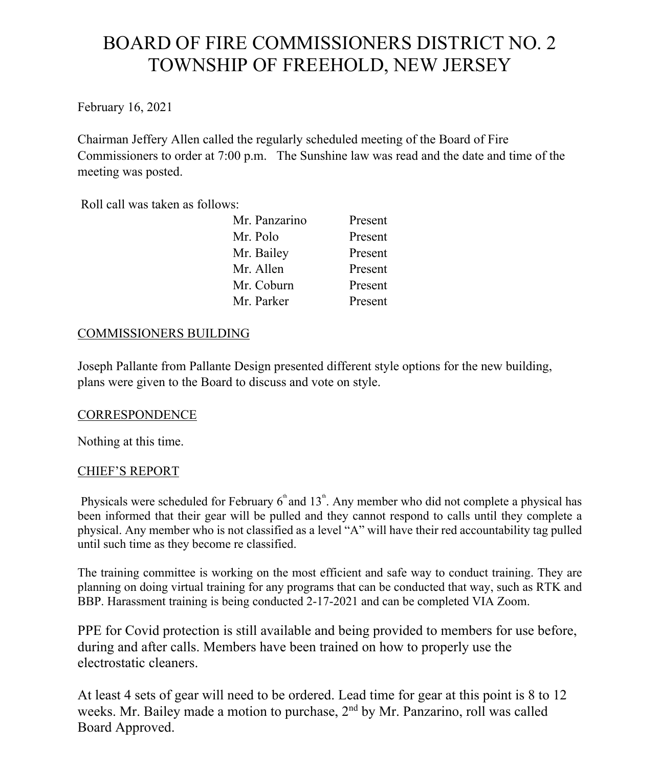# BOARD OF FIRE COMMISSIONERS DISTRICT NO. 2
# TOWNSHIP OF FREEHOLD, NEW JERSEY

February 16, 2021

Chairman Jeffery Allen called the regularly scheduled meeting of the Board of Fire Commissioners to order at 7:00 p.m. The Sunshine law was read and the date and time of the meeting was posted.

Roll call was taken as follows:

| | |
|---|---|
| Mr. Panzarino | Present |
| Mr. Polo | Present |
| Mr. Bailey | Present |
| Mr. Allen | Present |
| Mr. Coburn | Present |
| Mr. Parker | Present |

## COMMISSIONERS BUILDING

Joseph Pallante from Pallante Design presented different style options for the new building, plans were given to the Board to discuss and vote on style.

## CORRESPONDENCE

Nothing at this time.

## CHIEF'S REPORT

Physicals were scheduled for February 6th and 13th. Any member who did not complete a physical has been informed that their gear will be pulled and they cannot respond to calls until they complete a physical. Any member who is not classified as a level "A" will have their red accountability tag pulled until such time as they become re classified.

The training committee is working on the most efficient and safe way to conduct training. They are planning on doing virtual training for any programs that can be conducted that way, such as RTK and BBP. Harassment training is being conducted 2-17-2021 and can be completed VIA Zoom.

PPE for Covid protection is still available and being provided to members for use before, during and after calls. Members have been trained on how to properly use the electrostatic cleaners.

At least 4 sets of gear will need to be ordered. Lead time for gear at this point is 8 to 12 weeks. Mr. Bailey made a motion to purchase, 2nd by Mr. Panzarino, roll was called Board Approved.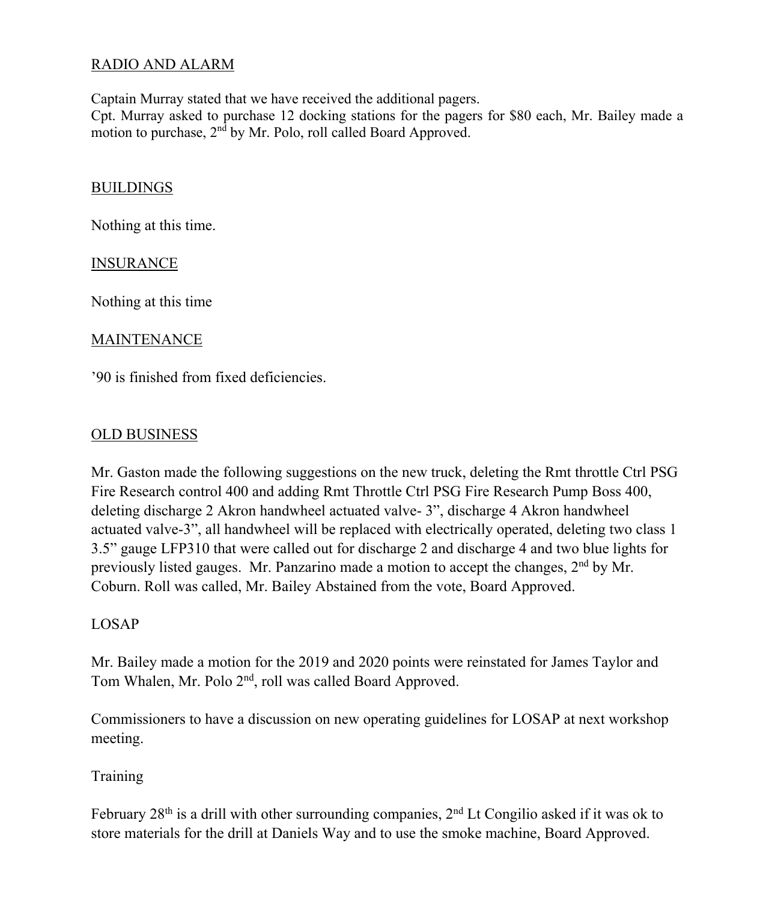## RADIO AND ALARM

Captain Murray stated that we have received the additional pagers.
Cpt. Murray asked to purchase 12 docking stations for the pagers for $80 each, Mr. Bailey made a motion to purchase, 2nd by Mr. Polo, roll called Board Approved.

## BUILDINGS

Nothing at this time.

## INSURANCE

Nothing at this time

## MAINTENANCE

'90 is finished from fixed deficiencies.

## OLD BUSINESS

Mr. Gaston made the following suggestions on the new truck, deleting the Rmt throttle Ctrl PSG Fire Research control 400 and adding Rmt Throttle Ctrl PSG Fire Research Pump Boss 400, deleting discharge 2 Akron handwheel actuated valve- 3", discharge 4 Akron handwheel actuated valve-3", all handwheel will be replaced with electrically operated, deleting two class 1 3.5" gauge LFP310 that were called out for discharge 2 and discharge 4 and two blue lights for previously listed gauges. Mr. Panzarino made a motion to accept the changes, 2nd by Mr. Coburn. Roll was called, Mr. Bailey Abstained from the vote, Board Approved.

LOSAP

Mr. Bailey made a motion for the 2019 and 2020 points were reinstated for James Taylor and Tom Whalen, Mr. Polo 2nd, roll was called Board Approved.

Commissioners to have a discussion on new operating guidelines for LOSAP at next workshop meeting.

Training

February 28th is a drill with other surrounding companies, 2nd Lt Congilio asked if it was ok to store materials for the drill at Daniels Way and to use the smoke machine, Board Approved.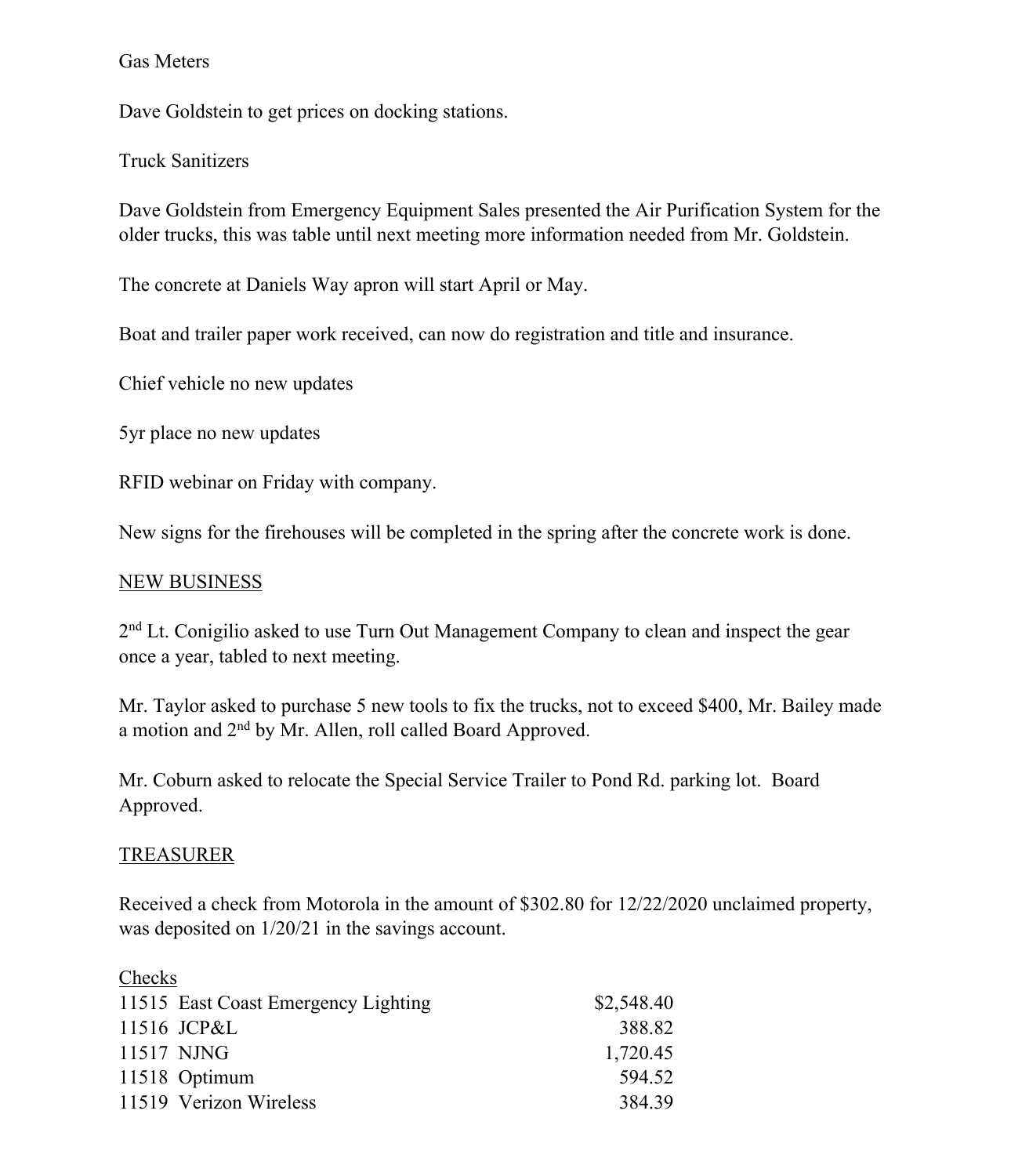Gas Meters

Dave Goldstein to get prices on docking stations.

Truck Sanitizers

Dave Goldstein from Emergency Equipment Sales presented the Air Purification System for the older trucks, this was table until next meeting more information needed from Mr. Goldstein.

The concrete at Daniels Way apron will start April or May.

Boat and trailer paper work received, can now do registration and title and insurance.

Chief vehicle no new updates

5yr place no new updates

RFID webinar on Friday with company.

New signs for the firehouses will be completed in the spring after the concrete work is done.

<u>NEW BUSINESS</u>

2nd Lt. Conigilio asked to use Turn Out Management Company to clean and inspect the gear once a year, tabled to next meeting.

Mr. Taylor asked to purchase 5 new tools to fix the trucks, not to exceed $400, Mr. Bailey made a motion and 2nd by Mr. Allen, roll called Board Approved.

Mr. Coburn asked to relocate the Special Service Trailer to Pond Rd. parking lot. Board Approved.

<u>TREASURER</u>

Received a check from Motorola in the amount of $302.80 for 12/22/2020 unclaimed property, was deposited on 1/20/21 in the savings account.

<u>Checks</u>

| | | |
|---|---|---|
| 11515 | East Coast Emergency Lighting | $2,548.40 |
| 11516 | JCP&L | 388.82 |
| 11517 | NJNG | 1,720.45 |
| 11518 | Optimum | 594.52 |
| 11519 | Verizon Wireless | 384.39 |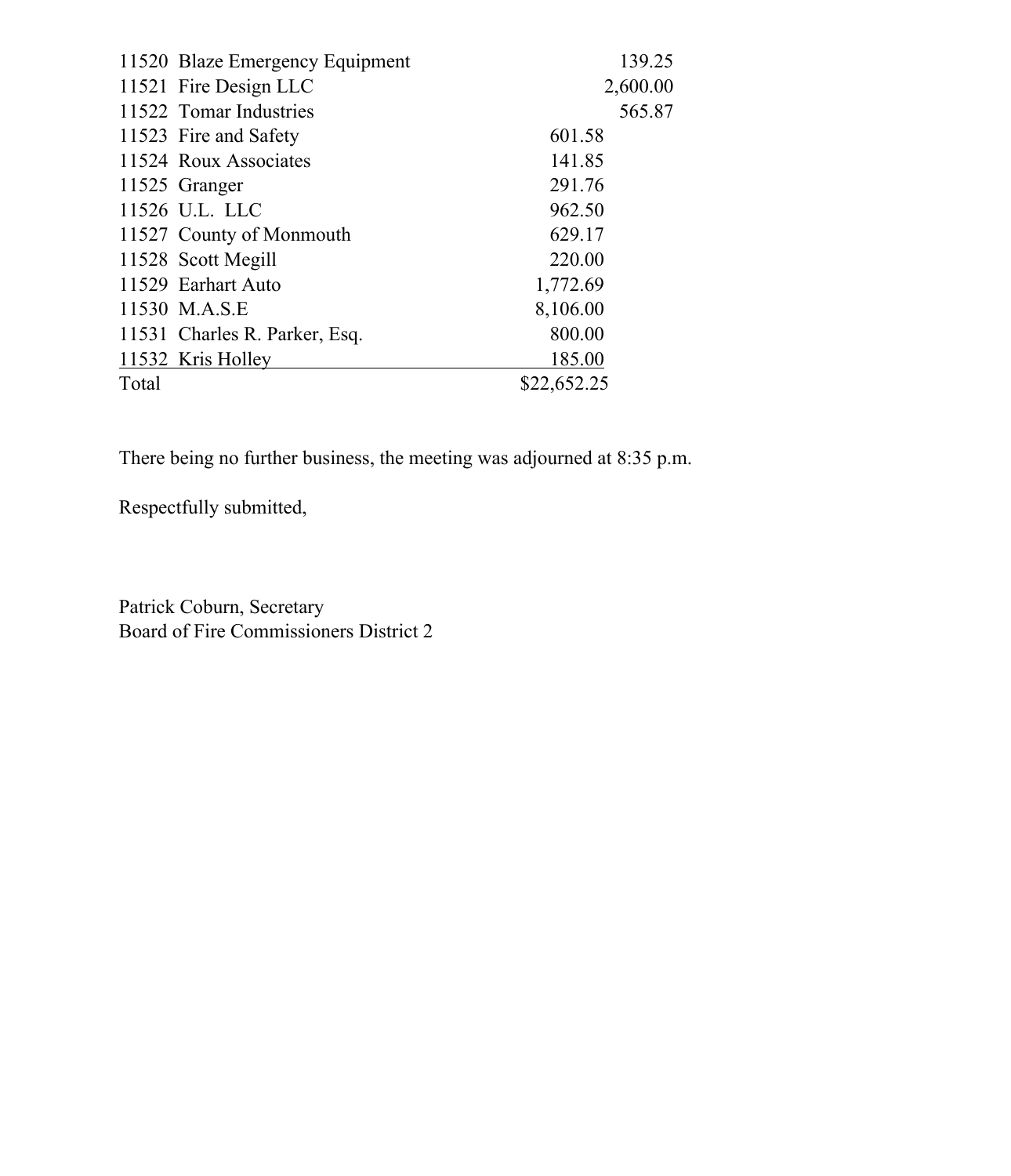| | | | |
|---|---|---|---|
| 11520 | Blaze Emergency Equipment | | 139.25 |
| 11521 | Fire Design LLC | | 2,600.00 |
| 11522 | Tomar Industries | | 565.87 |
| 11523 | Fire and Safety | 601.58 | |
| 11524 | Roux Associates | 141.85 | |
| 11525 | Granger | 291.76 | |
| 11526 | U.L. LLC | 962.50 | |
| 11527 | County of Monmouth | 629.17 | |
| 11528 | Scott Megill | 220.00 | |
| 11529 | Earhart Auto | 1,772.69 | |
| 11530 | M.A.S.E | 8,106.00 | |
| 11531 | Charles R. Parker, Esq. | 800.00 | |
| 11532 | Kris Holley | 185.00 | |
| Total | | $22,652.25 | |

There being no further business, the meeting was adjourned at 8:35 p.m.

Respectfully submitted,

Patrick Coburn, Secretary
Board of Fire Commissioners District 2